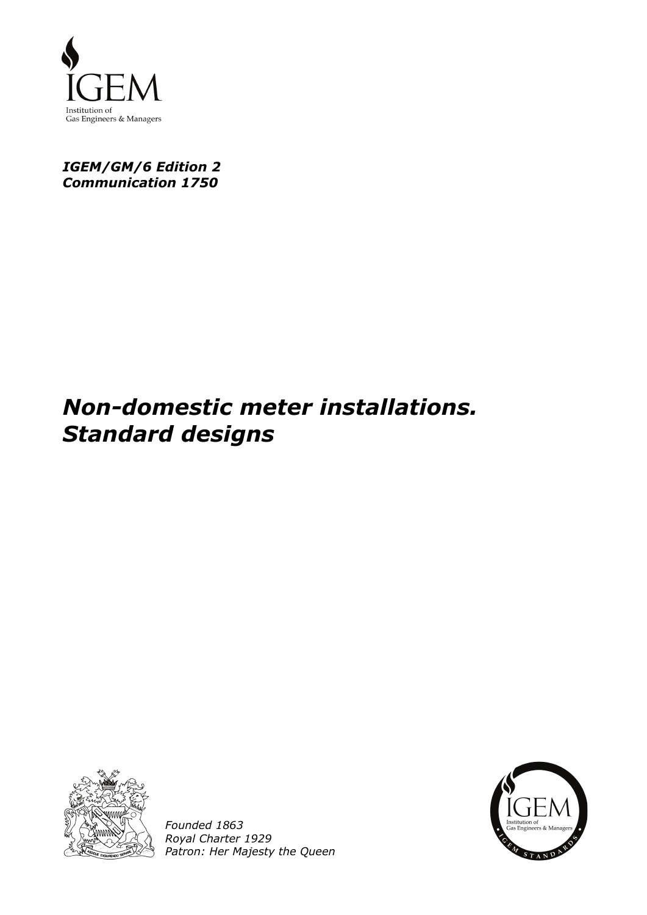IGEM

Institution of
Gas Engineers & Managers

***IGEM/GM/6 Edition 2***
***Communication 1750***

# ***Non-domestic meter installations. Standard designs***

*Founded 1863*
*Royal Charter 1929*
*Patron: Her Majesty the Queen*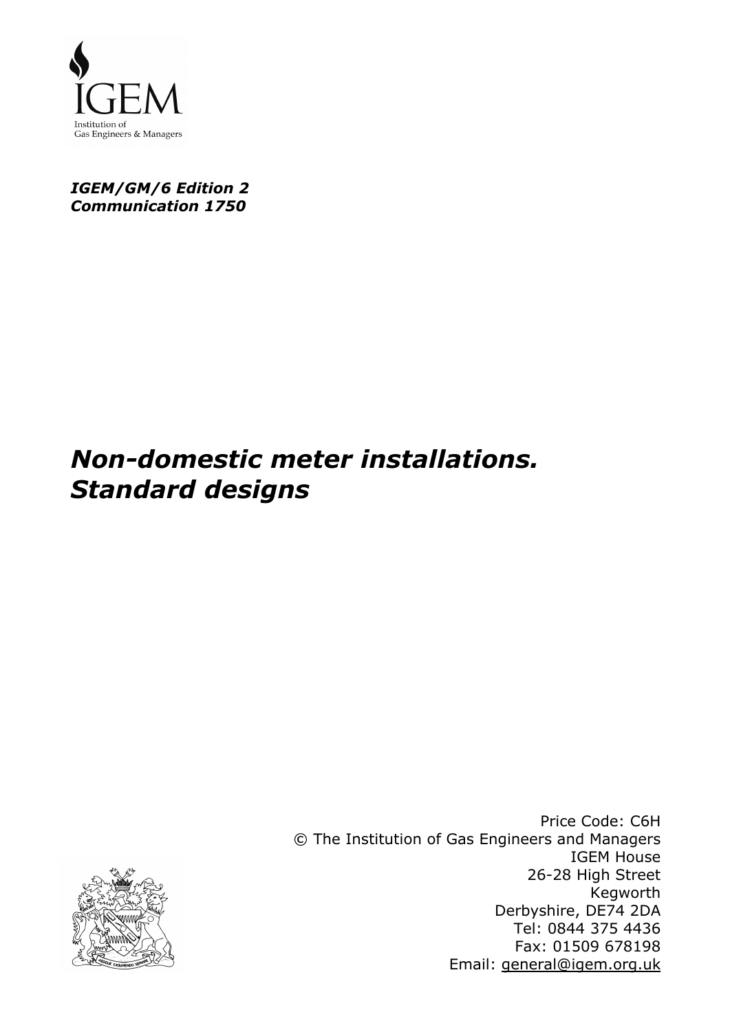IGEM
Institution of
Gas Engineers & Managers

***IGEM/GM/6 Edition 2***
***Communication 1750***

# *Non-domestic meter installations. Standard designs*

Price Code: C6H
© The Institution of Gas Engineers and Managers
IGEM House
26-28 High Street
Kegworth
Derbyshire, DE74 2DA
Tel: 0844 375 4436
Fax: 01509 678198
Email: general@igem.org.uk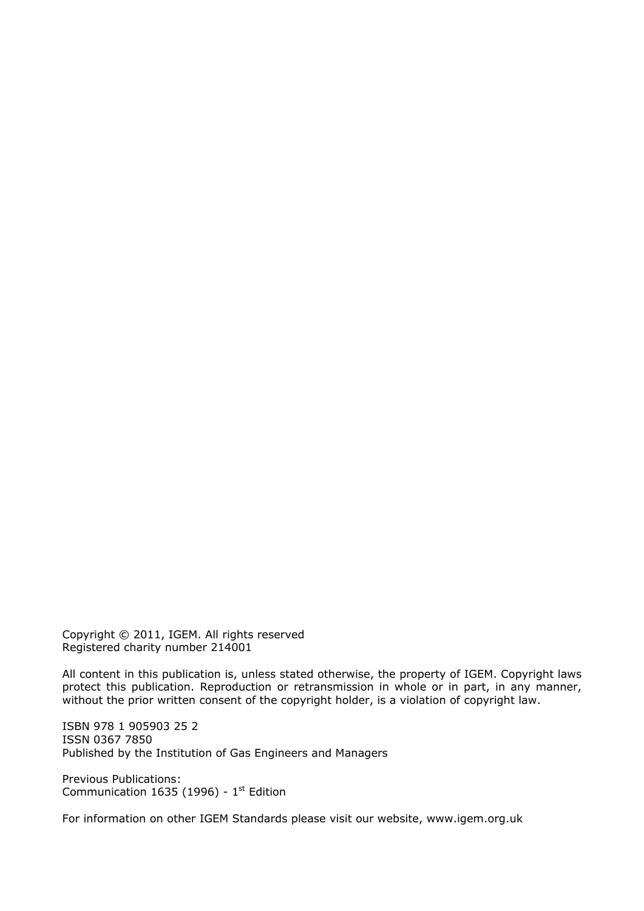Copyright © 2011, IGEM. All rights reserved
Registered charity number 214001

All content in this publication is, unless stated otherwise, the property of IGEM. Copyright laws protect this publication. Reproduction or retransmission in whole or in part, in any manner, without the prior written consent of the copyright holder, is a violation of copyright law.

ISBN 978 1 905903 25 2
ISSN 0367 7850
Published by the Institution of Gas Engineers and Managers

Previous Publications:
Communication 1635 (1996) - 1st Edition

For information on other IGEM Standards please visit our website, www.igem.org.uk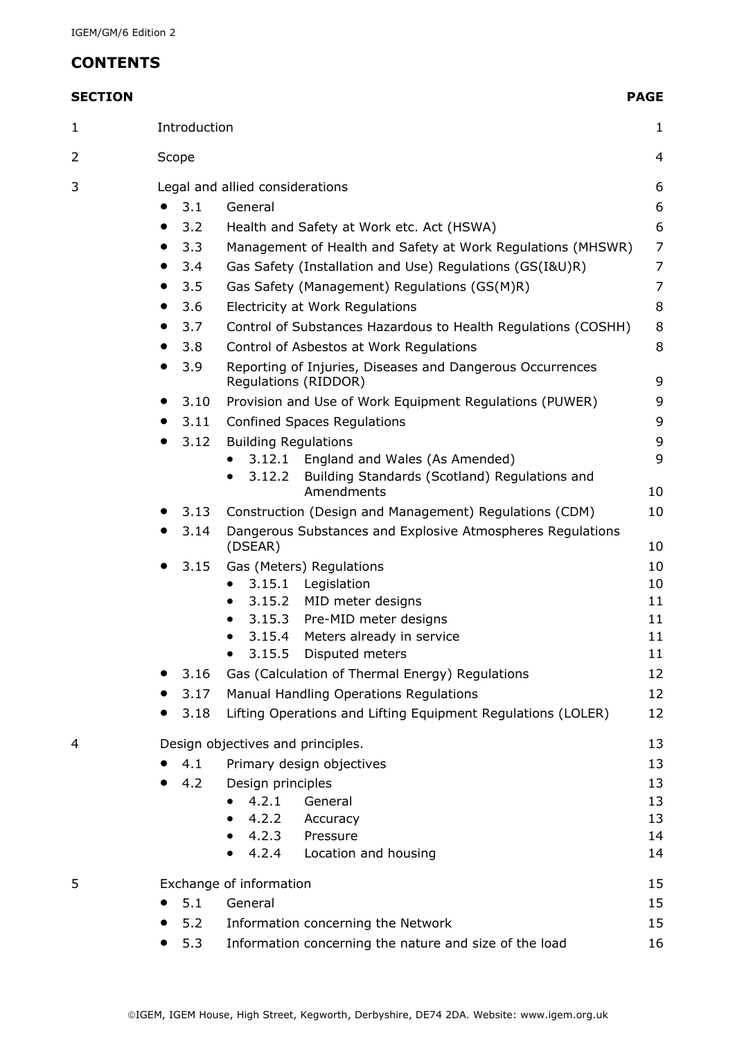## CONTENTS

| SECTION | | PAGE |
|---|---|---|
| 1 | Introduction | 1 |
| 2 | Scope | 4 |
| 3 | Legal and allied considerations | 6 |
| | • 3.1 General | 6 |
| | • 3.2 Health and Safety at Work etc. Act (HSWA) | 6 |
| | • 3.3 Management of Health and Safety at Work Regulations (MHSWR) | 7 |
| | • 3.4 Gas Safety (Installation and Use) Regulations (GS(I&U)R) | 7 |
| | • 3.5 Gas Safety (Management) Regulations (GS(M)R) | 7 |
| | • 3.6 Electricity at Work Regulations | 8 |
| | • 3.7 Control of Substances Hazardous to Health Regulations (COSHH) | 8 |
| | • 3.8 Control of Asbestos at Work Regulations | 8 |
| | • 3.9 Reporting of Injuries, Diseases and Dangerous Occurrences Regulations (RIDDOR) | 9 |
| | • 3.10 Provision and Use of Work Equipment Regulations (PUWER) | 9 |
| | • 3.11 Confined Spaces Regulations | 9 |
| | • 3.12 Building Regulations | 9 |
| | &nbsp;&nbsp;&nbsp;• 3.12.1 England and Wales (As Amended) | 9 |
| | &nbsp;&nbsp;&nbsp;• 3.12.2 Building Standards (Scotland) Regulations and Amendments | 10 |
| | • 3.13 Construction (Design and Management) Regulations (CDM) | 10 |
| | • 3.14 Dangerous Substances and Explosive Atmospheres Regulations (DSEAR) | 10 |
| | • 3.15 Gas (Meters) Regulations | 10 |
| | &nbsp;&nbsp;&nbsp;• 3.15.1 Legislation | 10 |
| | &nbsp;&nbsp;&nbsp;• 3.15.2 MID meter designs | 11 |
| | &nbsp;&nbsp;&nbsp;• 3.15.3 Pre-MID meter designs | 11 |
| | &nbsp;&nbsp;&nbsp;• 3.15.4 Meters already in service | 11 |
| | &nbsp;&nbsp;&nbsp;• 3.15.5 Disputed meters | 11 |
| | • 3.16 Gas (Calculation of Thermal Energy) Regulations | 12 |
| | • 3.17 Manual Handling Operations Regulations | 12 |
| | • 3.18 Lifting Operations and Lifting Equipment Regulations (LOLER) | 12 |
| 4 | Design objectives and principles. | 13 |
| | • 4.1 Primary design objectives | 13 |
| | • 4.2 Design principles | 13 |
| | &nbsp;&nbsp;&nbsp;• 4.2.1 General | 13 |
| | &nbsp;&nbsp;&nbsp;• 4.2.2 Accuracy | 13 |
| | &nbsp;&nbsp;&nbsp;• 4.2.3 Pressure | 14 |
| | &nbsp;&nbsp;&nbsp;• 4.2.4 Location and housing | 14 |
| 5 | Exchange of information | 15 |
| | • 5.1 General | 15 |
| | • 5.2 Information concerning the Network | 15 |
| | • 5.3 Information concerning the nature and size of the load | 16 |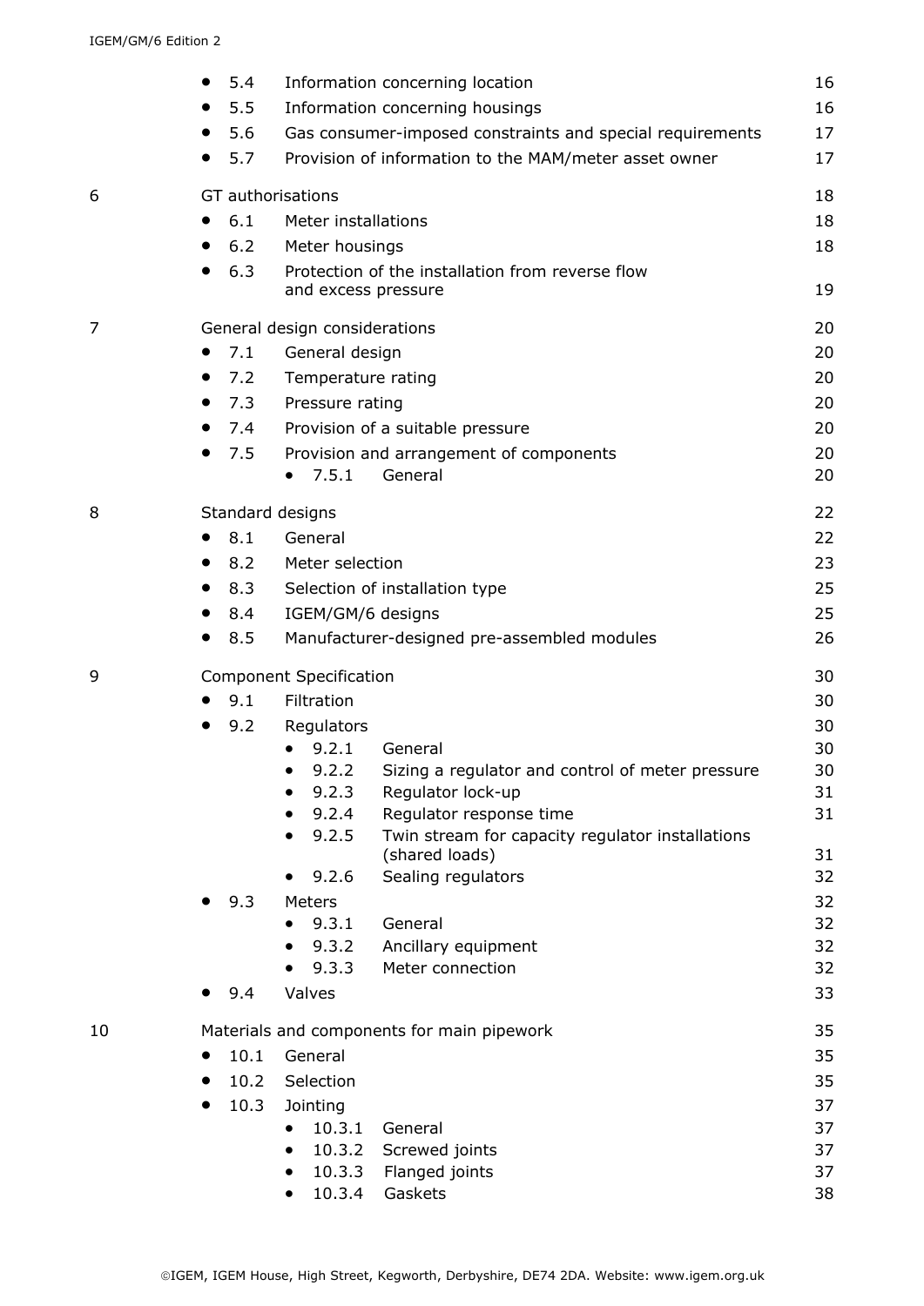- 5.4 Information concerning location 16
- 5.5 Information concerning housings 16
- 5.6 Gas consumer-imposed constraints and special requirements 17
- 5.7 Provision of information to the MAM/meter asset owner 17

6 GT authorisations 18

- 6.1 Meter installations 18
- 6.2 Meter housings 18
- 6.3 Protection of the installation from reverse flow and excess pressure 19

7 General design considerations 20

- 7.1 General design 20
- 7.2 Temperature rating 20
- 7.3 Pressure rating 20
- 7.4 Provision of a suitable pressure 20
- 7.5 Provision and arrangement of components 20
  - 7.5.1 General 20

8 Standard designs 22

- 8.1 General 22
- 8.2 Meter selection 23
- 8.3 Selection of installation type 25
- 8.4 IGEM/GM/6 designs 25
- 8.5 Manufacturer-designed pre-assembled modules 26

9 Component Specification 30

- 9.1 Filtration 30
- 9.2 Regulators 30
  - 9.2.1 General 30
  - 9.2.2 Sizing a regulator and control of meter pressure 30
  - 9.2.3 Regulator lock-up 31
  - 9.2.4 Regulator response time 31
  - 9.2.5 Twin stream for capacity regulator installations (shared loads) 31
  - 9.2.6 Sealing regulators 32
- 9.3 Meters 32
  - 9.3.1 General 32
  - 9.3.2 Ancillary equipment 32
  - 9.3.3 Meter connection 32
- 9.4 Valves 33

10 Materials and components for main pipework 35

- 10.1 General 35
- 10.2 Selection 35
- 10.3 Jointing 37
  - 10.3.1 General 37
  - 10.3.2 Screwed joints 37
  - 10.3.3 Flanged joints 37
  - 10.3.4 Gaskets 38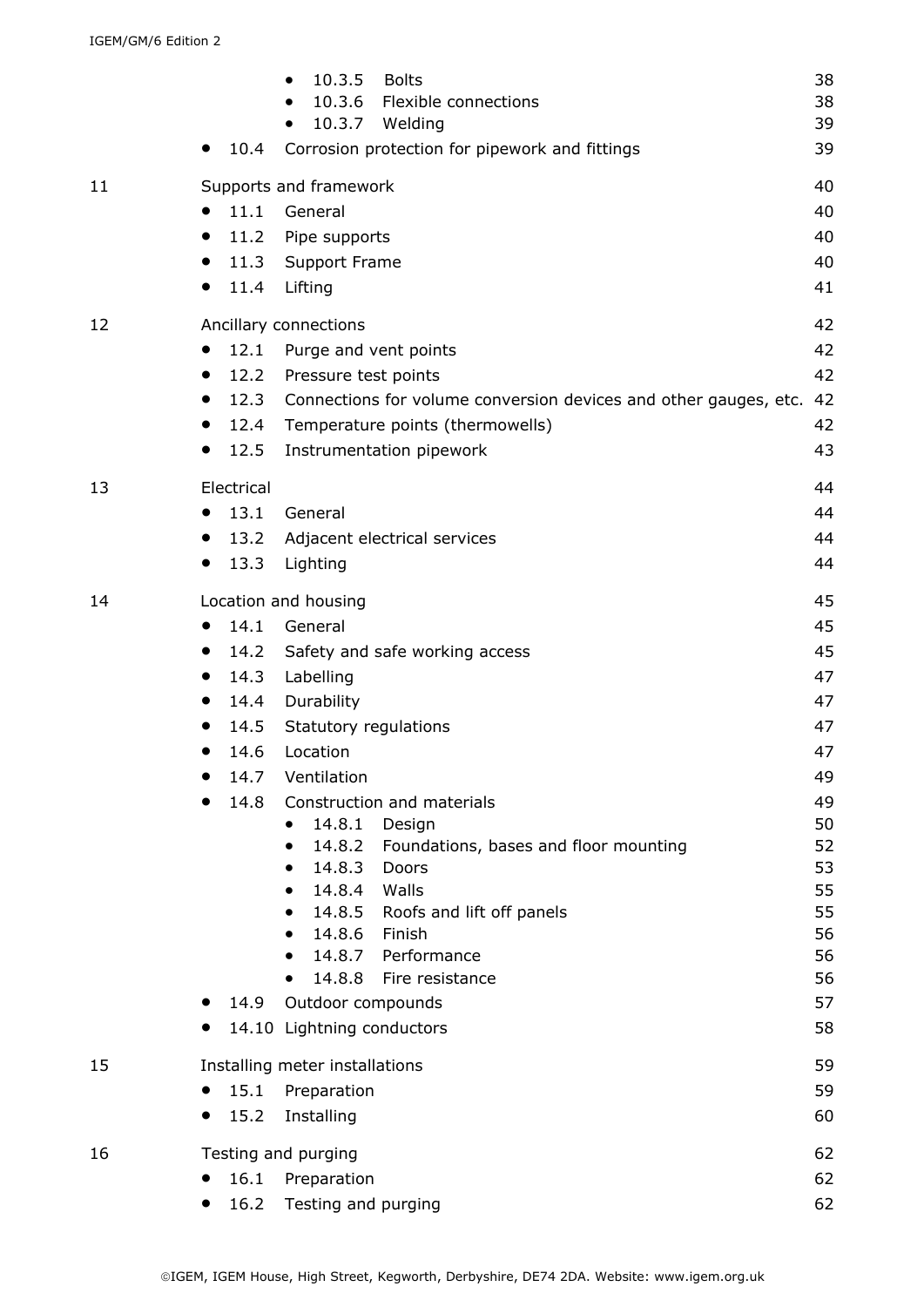- 10.3.5 Bolts 38
- 10.3.6 Flexible connections 38
- 10.3.7 Welding 39
- 10.4 Corrosion protection for pipework and fittings 39

11 Supports and framework 40
- 11.1 General 40
- 11.2 Pipe supports 40
- 11.3 Support Frame 40
- 11.4 Lifting 41

12 Ancillary connections 42
- 12.1 Purge and vent points 42
- 12.2 Pressure test points 42
- 12.3 Connections for volume conversion devices and other gauges, etc. 42
- 12.4 Temperature points (thermowells) 42
- 12.5 Instrumentation pipework 43

13 Electrical 44
- 13.1 General 44
- 13.2 Adjacent electrical services 44
- 13.3 Lighting 44

14 Location and housing 45
- 14.1 General 45
- 14.2 Safety and safe working access 45
- 14.3 Labelling 47
- 14.4 Durability 47
- 14.5 Statutory regulations 47
- 14.6 Location 47
- 14.7 Ventilation 49
- 14.8 Construction and materials 49
  - 14.8.1 Design 50
  - 14.8.2 Foundations, bases and floor mounting 52
  - 14.8.3 Doors 53
  - 14.8.4 Walls 55
  - 14.8.5 Roofs and lift off panels 55
  - 14.8.6 Finish 56
  - 14.8.7 Performance 56
  - 14.8.8 Fire resistance 56
- 14.9 Outdoor compounds 57
- 14.10 Lightning conductors 58

15 Installing meter installations 59
- 15.1 Preparation 59
- 15.2 Installing 60

16 Testing and purging 62
- 16.1 Preparation 62
- 16.2 Testing and purging 62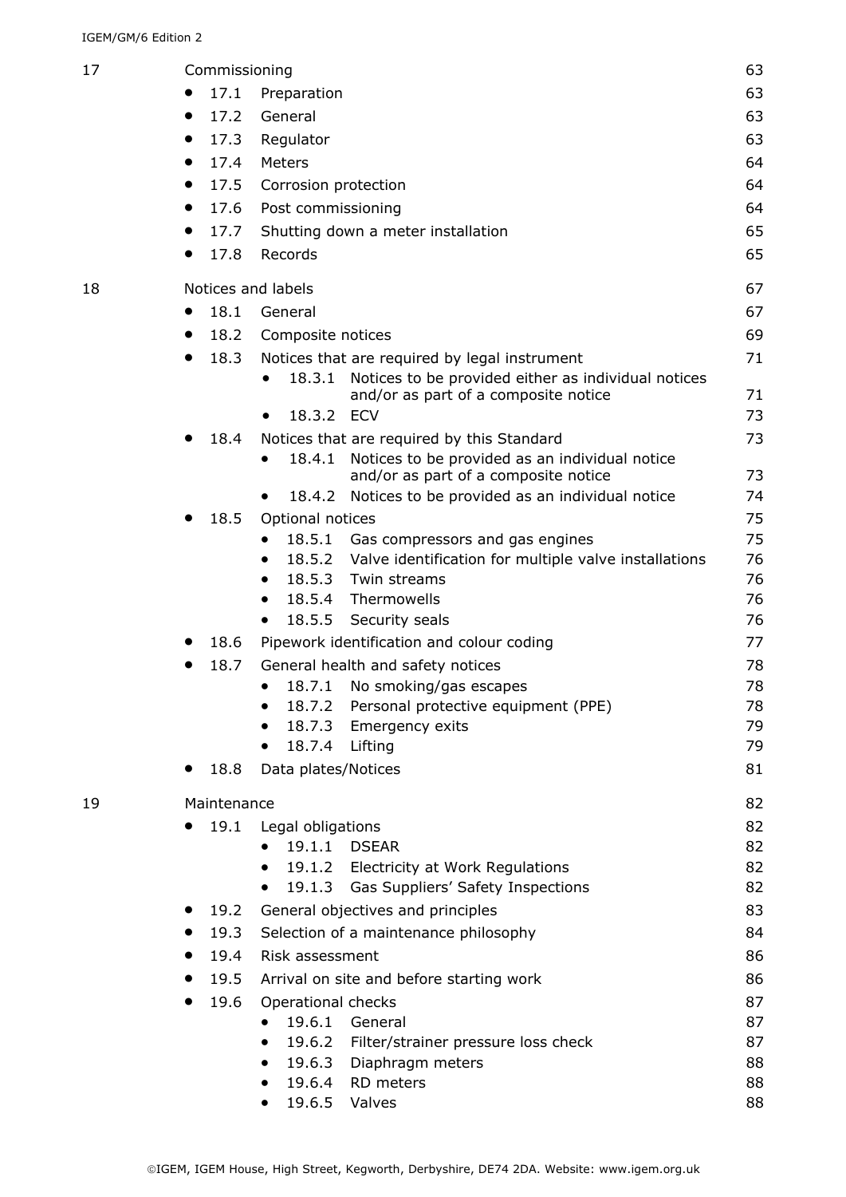| | | | |
|---|---|---|---|
| 17 | Commissioning | | 63 |
| | • 17.1 | Preparation | 63 |
| | • 17.2 | General | 63 |
| | • 17.3 | Regulator | 63 |
| | • 17.4 | Meters | 64 |
| | • 17.5 | Corrosion protection | 64 |
| | • 17.6 | Post commissioning | 64 |
| | • 17.7 | Shutting down a meter installation | 65 |
| | • 17.8 | Records | 65 |
| 18 | Notices and labels | | 67 |
| | • 18.1 | General | 67 |
| | • 18.2 | Composite notices | 69 |
| | • 18.3 | Notices that are required by legal instrument | 71 |
| | | • 18.3.1 Notices to be provided either as individual notices and/or as part of a composite notice | 71 |
| | | • 18.3.2 ECV | 73 |
| | • 18.4 | Notices that are required by this Standard | 73 |
| | | • 18.4.1 Notices to be provided as an individual notice and/or as part of a composite notice | 73 |
| | | • 18.4.2 Notices to be provided as an individual notice | 74 |
| | • 18.5 | Optional notices | 75 |
| | | • 18.5.1 Gas compressors and gas engines | 75 |
| | | • 18.5.2 Valve identification for multiple valve installations | 76 |
| | | • 18.5.3 Twin streams | 76 |
| | | • 18.5.4 Thermowells | 76 |
| | | • 18.5.5 Security seals | 76 |
| | • 18.6 | Pipework identification and colour coding | 77 |
| | • 18.7 | General health and safety notices | 78 |
| | | • 18.7.1 No smoking/gas escapes | 78 |
| | | • 18.7.2 Personal protective equipment (PPE) | 78 |
| | | • 18.7.3 Emergency exits | 79 |
| | | • 18.7.4 Lifting | 79 |
| | • 18.8 | Data plates/Notices | 81 |
| 19 | Maintenance | | 82 |
| | • 19.1 | Legal obligations | 82 |
| | | • 19.1.1 DSEAR | 82 |
| | | • 19.1.2 Electricity at Work Regulations | 82 |
| | | • 19.1.3 Gas Suppliers' Safety Inspections | 82 |
| | • 19.2 | General objectives and principles | 83 |
| | • 19.3 | Selection of a maintenance philosophy | 84 |
| | • 19.4 | Risk assessment | 86 |
| | • 19.5 | Arrival on site and before starting work | 86 |
| | • 19.6 | Operational checks | 87 |
| | | • 19.6.1 General | 87 |
| | | • 19.6.2 Filter/strainer pressure loss check | 87 |
| | | • 19.6.3 Diaphragm meters | 88 |
| | | • 19.6.4 RD meters | 88 |
| | | • 19.6.5 Valves | 88 |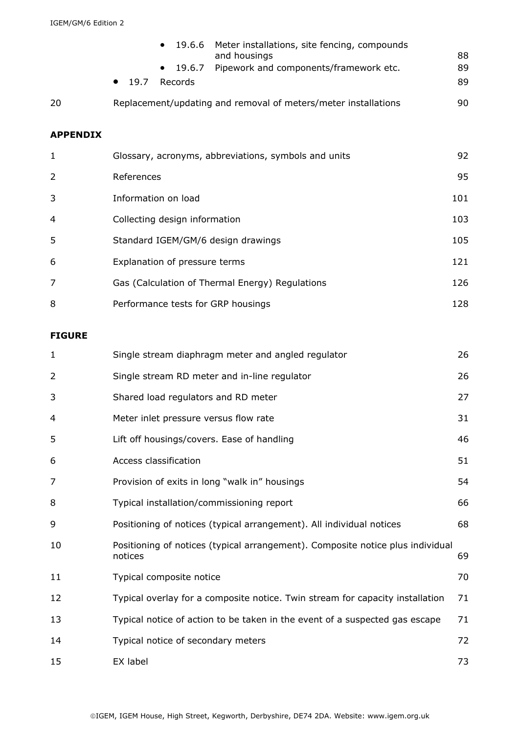- 19.6.6 Meter installations, site fencing, compounds and housings 88
- 19.6.7 Pipework and components/framework etc. 89
- 19.7 Records 89

| | | |
|---|---|---|
| 20 | Replacement/updating and removal of meters/meter installations | 90 |

**APPENDIX**

| | | |
|---|---|---|
| 1 | Glossary, acronyms, abbreviations, symbols and units | 92 |
| 2 | References | 95 |
| 3 | Information on load | 101 |
| 4 | Collecting design information | 103 |
| 5 | Standard IGEM/GM/6 design drawings | 105 |
| 6 | Explanation of pressure terms | 121 |
| 7 | Gas (Calculation of Thermal Energy) Regulations | 126 |
| 8 | Performance tests for GRP housings | 128 |

**FIGURE**

| | | |
|---|---|---|
| 1 | Single stream diaphragm meter and angled regulator | 26 |
| 2 | Single stream RD meter and in-line regulator | 26 |
| 3 | Shared load regulators and RD meter | 27 |
| 4 | Meter inlet pressure versus flow rate | 31 |
| 5 | Lift off housings/covers. Ease of handling | 46 |
| 6 | Access classification | 51 |
| 7 | Provision of exits in long "walk in" housings | 54 |
| 8 | Typical installation/commissioning report | 66 |
| 9 | Positioning of notices (typical arrangement). All individual notices | 68 |
| 10 | Positioning of notices (typical arrangement). Composite notice plus individual notices | 69 |
| 11 | Typical composite notice | 70 |
| 12 | Typical overlay for a composite notice. Twin stream for capacity installation | 71 |
| 13 | Typical notice of action to be taken in the event of a suspected gas escape | 71 |
| 14 | Typical notice of secondary meters | 72 |
| 15 | EX label | 73 |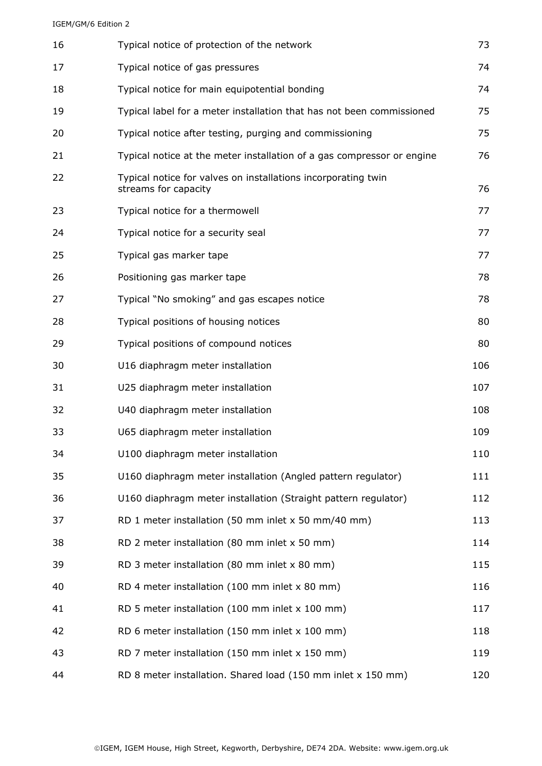| | | |
|---|---|---|
| 16 | Typical notice of protection of the network | 73 |
| 17 | Typical notice of gas pressures | 74 |
| 18 | Typical notice for main equipotential bonding | 74 |
| 19 | Typical label for a meter installation that has not been commissioned | 75 |
| 20 | Typical notice after testing, purging and commissioning | 75 |
| 21 | Typical notice at the meter installation of a gas compressor or engine | 76 |
| 22 | Typical notice for valves on installations incorporating twin streams for capacity | 76 |
| 23 | Typical notice for a thermowell | 77 |
| 24 | Typical notice for a security seal | 77 |
| 25 | Typical gas marker tape | 77 |
| 26 | Positioning gas marker tape | 78 |
| 27 | Typical "No smoking" and gas escapes notice | 78 |
| 28 | Typical positions of housing notices | 80 |
| 29 | Typical positions of compound notices | 80 |
| 30 | U16 diaphragm meter installation | 106 |
| 31 | U25 diaphragm meter installation | 107 |
| 32 | U40 diaphragm meter installation | 108 |
| 33 | U65 diaphragm meter installation | 109 |
| 34 | U100 diaphragm meter installation | 110 |
| 35 | U160 diaphragm meter installation (Angled pattern regulator) | 111 |
| 36 | U160 diaphragm meter installation (Straight pattern regulator) | 112 |
| 37 | RD 1 meter installation (50 mm inlet x 50 mm/40 mm) | 113 |
| 38 | RD 2 meter installation (80 mm inlet x 50 mm) | 114 |
| 39 | RD 3 meter installation (80 mm inlet x 80 mm) | 115 |
| 40 | RD 4 meter installation (100 mm inlet x 80 mm) | 116 |
| 41 | RD 5 meter installation (100 mm inlet x 100 mm) | 117 |
| 42 | RD 6 meter installation (150 mm inlet x 100 mm) | 118 |
| 43 | RD 7 meter installation (150 mm inlet x 150 mm) | 119 |
| 44 | RD 8 meter installation. Shared load (150 mm inlet x 150 mm) | 120 |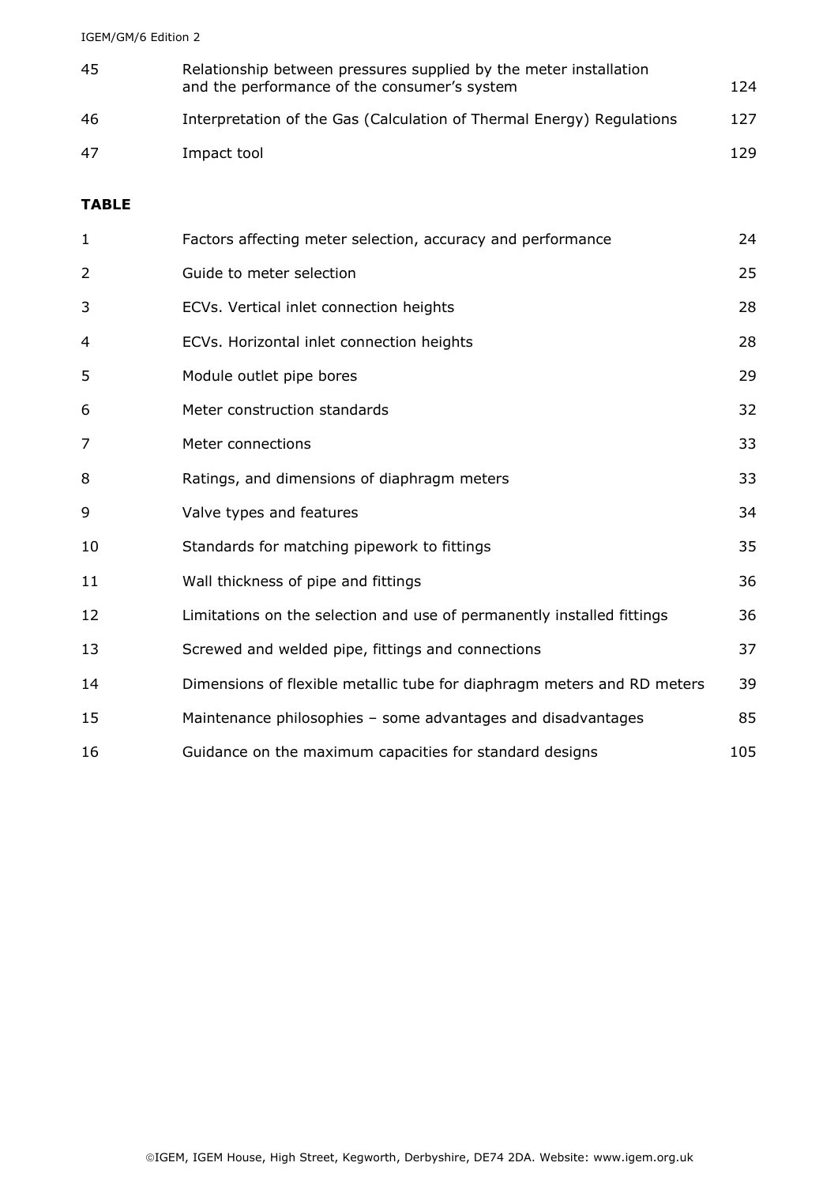| | | |
|---|---|---|
| 45 | Relationship between pressures supplied by the meter installation and the performance of the consumer's system | 124 |
| 46 | Interpretation of the Gas (Calculation of Thermal Energy) Regulations | 127 |
| 47 | Impact tool | 129 |

**TABLE**

| | | |
|---|---|---|
| 1 | Factors affecting meter selection, accuracy and performance | 24 |
| 2 | Guide to meter selection | 25 |
| 3 | ECVs. Vertical inlet connection heights | 28 |
| 4 | ECVs. Horizontal inlet connection heights | 28 |
| 5 | Module outlet pipe bores | 29 |
| 6 | Meter construction standards | 32 |
| 7 | Meter connections | 33 |
| 8 | Ratings, and dimensions of diaphragm meters | 33 |
| 9 | Valve types and features | 34 |
| 10 | Standards for matching pipework to fittings | 35 |
| 11 | Wall thickness of pipe and fittings | 36 |
| 12 | Limitations on the selection and use of permanently installed fittings | 36 |
| 13 | Screwed and welded pipe, fittings and connections | 37 |
| 14 | Dimensions of flexible metallic tube for diaphragm meters and RD meters | 39 |
| 15 | Maintenance philosophies – some advantages and disadvantages | 85 |
| 16 | Guidance on the maximum capacities for standard designs | 105 |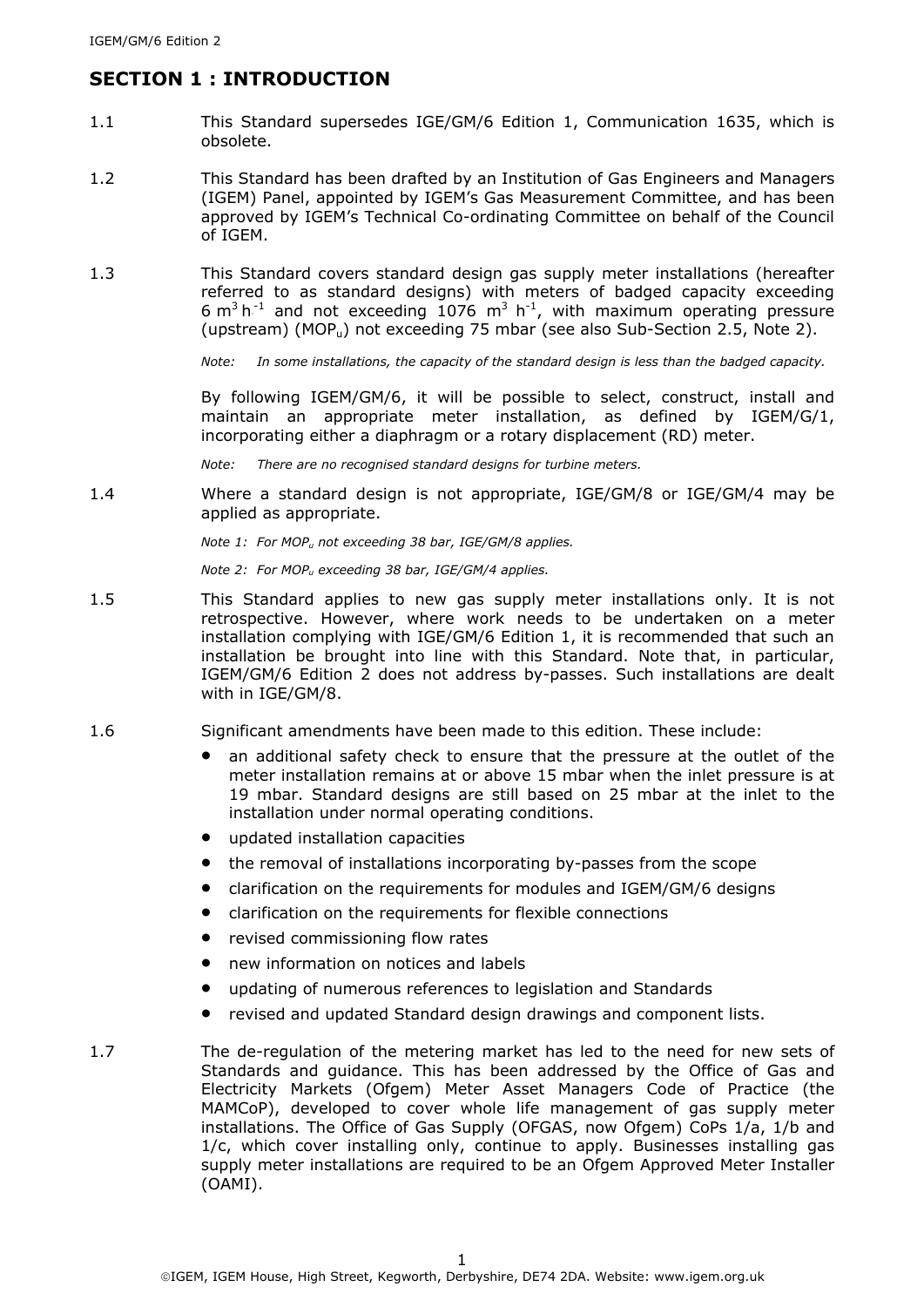# SECTION 1 : INTRODUCTION

1.1 This Standard supersedes IGE/GM/6 Edition 1, Communication 1635, which is obsolete.

1.2 This Standard has been drafted by an Institution of Gas Engineers and Managers (IGEM) Panel, appointed by IGEM's Gas Measurement Committee, and has been approved by IGEM's Technical Co-ordinating Committee on behalf of the Council of IGEM.

1.3 This Standard covers standard design gas supply meter installations (hereafter referred to as standard designs) with meters of badged capacity exceeding 6 $m^3 h^{-1}$ and not exceeding 1076 $m^3 h^{-1}$, with maximum operating pressure (upstream) ($MOP_u$) not exceeding 75 mbar (see also Sub-Section 2.5, Note 2).

*Note: In some installations, the capacity of the standard design is less than the badged capacity.*

By following IGEM/GM/6, it will be possible to select, construct, install and maintain an appropriate meter installation, as defined by IGEM/G/1, incorporating either a diaphragm or a rotary displacement (RD) meter.

*Note: There are no recognised standard designs for turbine meters.*

1.4 Where a standard design is not appropriate, IGE/GM/8 or IGE/GM/4 may be applied as appropriate.

*Note 1: For $MOP_u$ not exceeding 38 bar, IGE/GM/8 applies.*

*Note 2: For $MOP_u$ exceeding 38 bar, IGE/GM/4 applies.*

1.5 This Standard applies to new gas supply meter installations only. It is not retrospective. However, where work needs to be undertaken on a meter installation complying with IGE/GM/6 Edition 1, it is recommended that such an installation be brought into line with this Standard. Note that, in particular, IGEM/GM/6 Edition 2 does not address by-passes. Such installations are dealt with in IGE/GM/8.

1.6 Significant amendments have been made to this edition. These include:

- an additional safety check to ensure that the pressure at the outlet of the meter installation remains at or above 15 mbar when the inlet pressure is at 19 mbar. Standard designs are still based on 25 mbar at the inlet to the installation under normal operating conditions.
- updated installation capacities
- the removal of installations incorporating by-passes from the scope
- clarification on the requirements for modules and IGEM/GM/6 designs
- clarification on the requirements for flexible connections
- revised commissioning flow rates
- new information on notices and labels
- updating of numerous references to legislation and Standards
- revised and updated Standard design drawings and component lists.

1.7 The de-regulation of the metering market has led to the need for new sets of Standards and guidance. This has been addressed by the Office of Gas and Electricity Markets (Ofgem) Meter Asset Managers Code of Practice (the MAMCoP), developed to cover whole life management of gas supply meter installations. The Office of Gas Supply (OFGAS, now Ofgem) CoPs 1/a, 1/b and 1/c, which cover installing only, continue to apply. Businesses installing gas supply meter installations are required to be an Ofgem Approved Meter Installer (OAMI).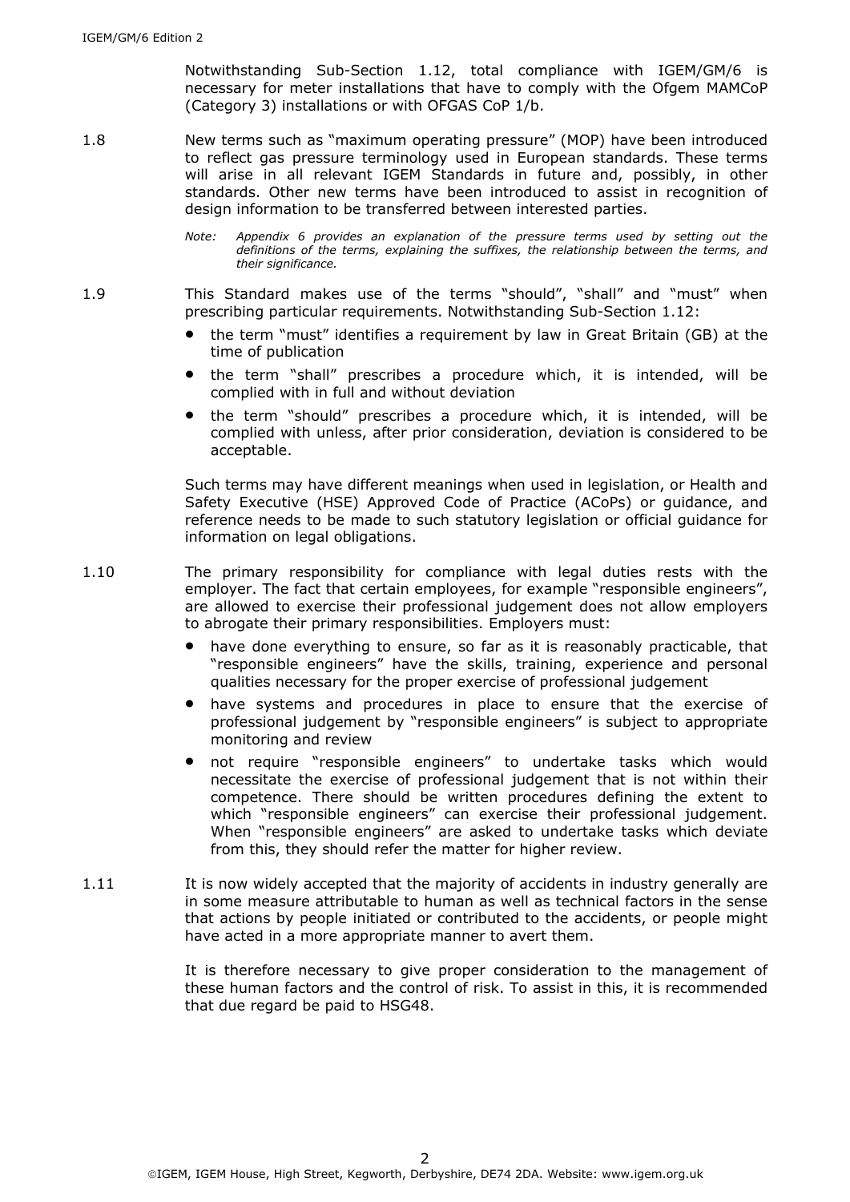Notwithstanding Sub-Section 1.12, total compliance with IGEM/GM/6 is necessary for meter installations that have to comply with the Ofgem MAMCoP (Category 3) installations or with OFGAS CoP 1/b.

1.8 New terms such as "maximum operating pressure" (MOP) have been introduced to reflect gas pressure terminology used in European standards. These terms will arise in all relevant IGEM Standards in future and, possibly, in other standards. Other new terms have been introduced to assist in recognition of design information to be transferred between interested parties.

*Note: Appendix 6 provides an explanation of the pressure terms used by setting out the definitions of the terms, explaining the suffixes, the relationship between the terms, and their significance.*

1.9 This Standard makes use of the terms "should", "shall" and "must" when prescribing particular requirements. Notwithstanding Sub-Section 1.12:

- the term "must" identifies a requirement by law in Great Britain (GB) at the time of publication
- the term "shall" prescribes a procedure which, it is intended, will be complied with in full and without deviation
- the term "should" prescribes a procedure which, it is intended, will be complied with unless, after prior consideration, deviation is considered to be acceptable.

Such terms may have different meanings when used in legislation, or Health and Safety Executive (HSE) Approved Code of Practice (ACoPs) or guidance, and reference needs to be made to such statutory legislation or official guidance for information on legal obligations.

1.10 The primary responsibility for compliance with legal duties rests with the employer. The fact that certain employees, for example "responsible engineers", are allowed to exercise their professional judgement does not allow employers to abrogate their primary responsibilities. Employers must:

- have done everything to ensure, so far as it is reasonably practicable, that "responsible engineers" have the skills, training, experience and personal qualities necessary for the proper exercise of professional judgement
- have systems and procedures in place to ensure that the exercise of professional judgement by "responsible engineers" is subject to appropriate monitoring and review
- not require "responsible engineers" to undertake tasks which would necessitate the exercise of professional judgement that is not within their competence. There should be written procedures defining the extent to which "responsible engineers" can exercise their professional judgement. When "responsible engineers" are asked to undertake tasks which deviate from this, they should refer the matter for higher review.

1.11 It is now widely accepted that the majority of accidents in industry generally are in some measure attributable to human as well as technical factors in the sense that actions by people initiated or contributed to the accidents, or people might have acted in a more appropriate manner to avert them.

It is therefore necessary to give proper consideration to the management of these human factors and the control of risk. To assist in this, it is recommended that due regard be paid to HSG48.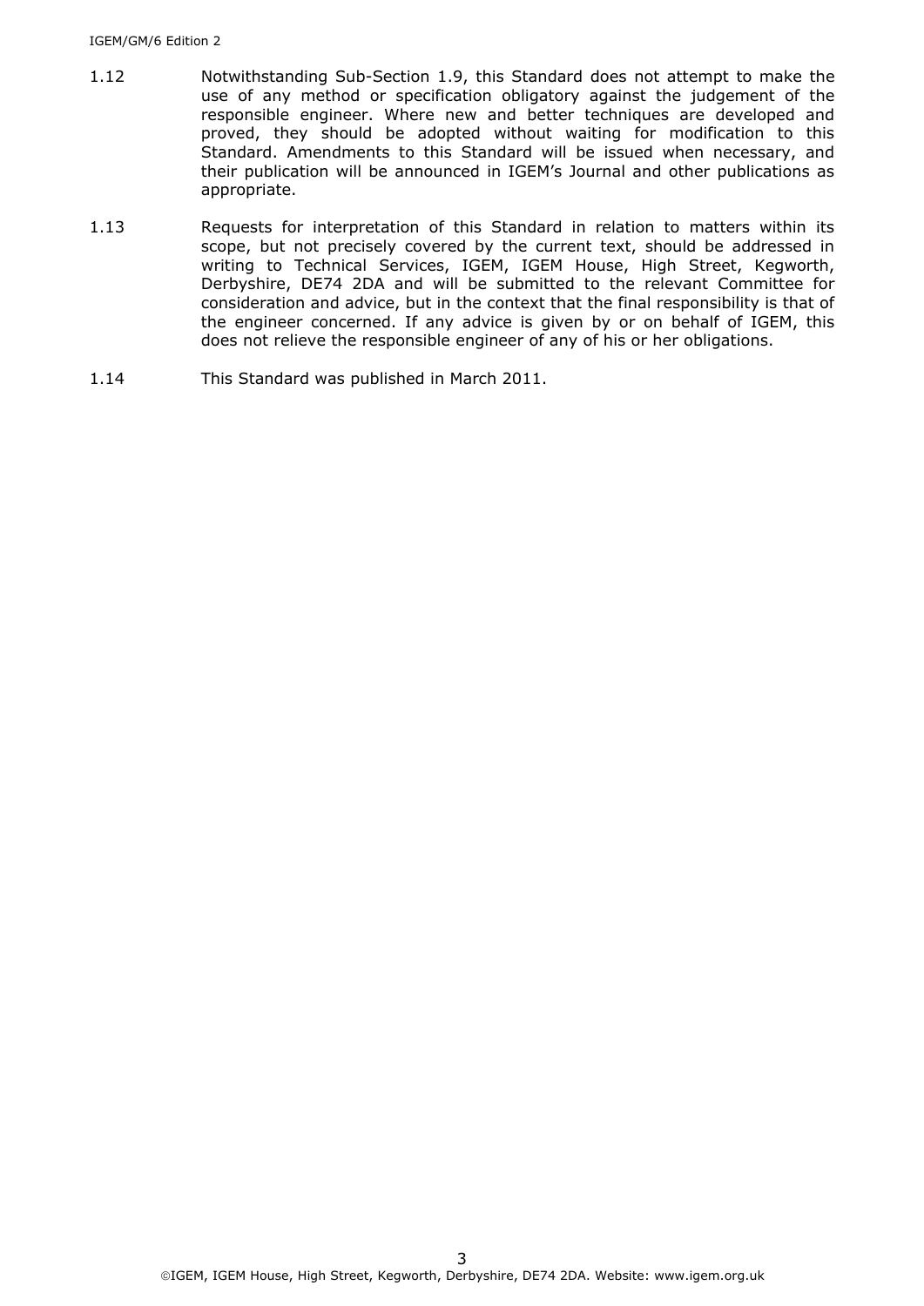1.12 Notwithstanding Sub-Section 1.9, this Standard does not attempt to make the use of any method or specification obligatory against the judgement of the responsible engineer. Where new and better techniques are developed and proved, they should be adopted without waiting for modification to this Standard. Amendments to this Standard will be issued when necessary, and their publication will be announced in IGEM's Journal and other publications as appropriate.

1.13 Requests for interpretation of this Standard in relation to matters within its scope, but not precisely covered by the current text, should be addressed in writing to Technical Services, IGEM, IGEM House, High Street, Kegworth, Derbyshire, DE74 2DA and will be submitted to the relevant Committee for consideration and advice, but in the context that the final responsibility is that of the engineer concerned. If any advice is given by or on behalf of IGEM, this does not relieve the responsible engineer of any of his or her obligations.

1.14 This Standard was published in March 2011.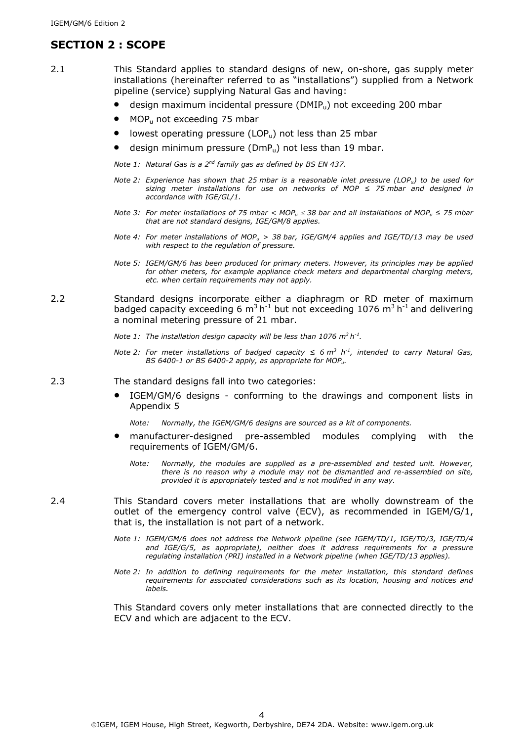## SECTION 2 : SCOPE

2.1 This Standard applies to standard designs of new, on-shore, gas supply meter installations (hereinafter referred to as "installations") supplied from a Network pipeline (service) supplying Natural Gas and having:

- design maximum incidental pressure ($DMIP_u$) not exceeding 200 mbar
- $MOP_u$ not exceeding 75 mbar
- lowest operating pressure ($LOP_u$) not less than 25 mbar
- design minimum pressure ($DmP_u$) not less than 19 mbar.

*Note 1: Natural Gas is a 2[nd] family gas as defined by BS EN 437.*

*Note 2: Experience has shown that 25 mbar is a reasonable inlet pressure ($LOP_u$) to be used for sizing meter installations for use on networks of MOP ≤ 75 mbar and designed in accordance with IGE/GL/1.*

*Note 3: For meter installations of 75 mbar < $MOP_u$ ≤ 38 bar and all installations of $MOP_u$ ≤ 75 mbar that are not standard designs, IGE/GM/8 applies.*

*Note 4: For meter installations of $MOP_u$ > 38 bar, IGE/GM/4 applies and IGE/TD/13 may be used with respect to the regulation of pressure.*

*Note 5: IGEM/GM/6 has been produced for primary meters. However, its principles may be applied for other meters, for example appliance check meters and departmental charging meters, etc. when certain requirements may not apply.*

2.2 Standard designs incorporate either a diaphragm or RD meter of maximum badged capacity exceeding 6 $m^3 h^{-1}$ but not exceeding 1076 $m^3 h^{-1}$ and delivering a nominal metering pressure of 21 mbar.

*Note 1: The installation design capacity will be less than 1076 $m^3 h^{-1}$.*

*Note 2: For meter installations of badged capacity ≤ 6 $m^3 h^{-1}$, intended to carry Natural Gas, BS 6400-1 or BS 6400-2 apply, as appropriate for $MOP_u$.*

2.3 The standard designs fall into two categories:

- IGEM/GM/6 designs - conforming to the drawings and component lists in Appendix 5

  *Note: Normally, the IGEM/GM/6 designs are sourced as a kit of components.*

- manufacturer-designed pre-assembled modules complying with the requirements of IGEM/GM/6.

  *Note: Normally, the modules are supplied as a pre-assembled and tested unit. However, there is no reason why a module may not be dismantled and re-assembled on site, provided it is appropriately tested and is not modified in any way.*

2.4 This Standard covers meter installations that are wholly downstream of the outlet of the emergency control valve (ECV), as recommended in IGEM/G/1, that is, the installation is not part of a network.

*Note 1: IGEM/GM/6 does not address the Network pipeline (see IGEM/TD/1, IGE/TD/3, IGE/TD/4 and IGE/G/5, as appropriate), neither does it address requirements for a pressure regulating installation (PRI) installed in a Network pipeline (when IGE/TD/13 applies).*

*Note 2: In addition to defining requirements for the meter installation, this standard defines requirements for associated considerations such as its location, housing and notices and labels.*

This Standard covers only meter installations that are connected directly to the ECV and which are adjacent to the ECV.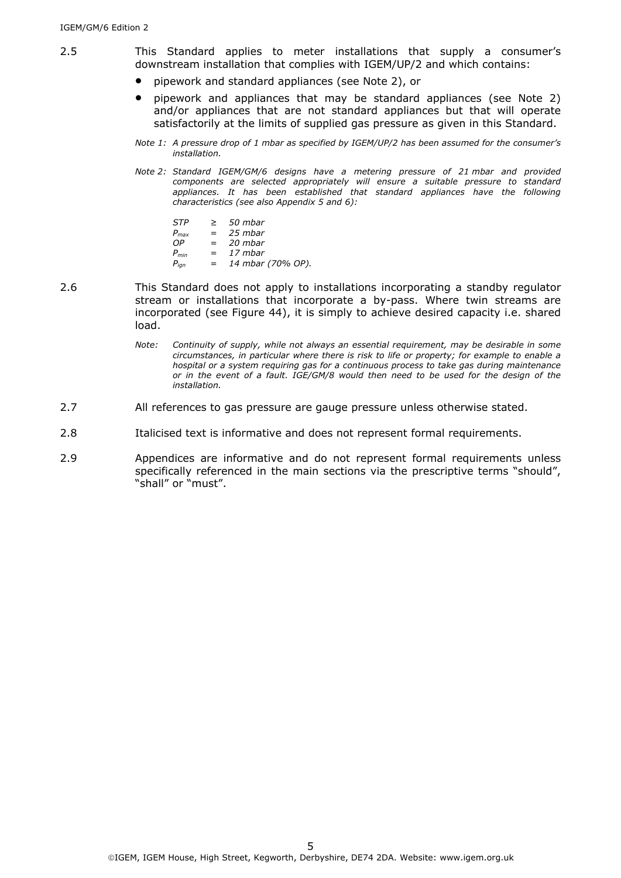2.5 This Standard applies to meter installations that supply a consumer's downstream installation that complies with IGEM/UP/2 and which contains:

- pipework and standard appliances (see Note 2), or
- pipework and appliances that may be standard appliances (see Note 2) and/or appliances that are not standard appliances but that will operate satisfactorily at the limits of supplied gas pressure as given in this Standard.

*Note 1: A pressure drop of 1 mbar as specified by IGEM/UP/2 has been assumed for the consumer's installation.*

*Note 2: Standard IGEM/GM/6 designs have a metering pressure of 21 mbar and provided components are selected appropriately will ensure a suitable pressure to standard appliances. It has been established that standard appliances have the following characteristics (see also Appendix 5 and 6):*

*STP ≥ 50 mbar*
*$P_{max}$ = 25 mbar*
*OP = 20 mbar*
*$P_{min}$ = 17 mbar*
*$P_{ign}$ = 14 mbar (70% OP).*

2.6 This Standard does not apply to installations incorporating a standby regulator stream or installations that incorporate a by-pass. Where twin streams are incorporated (see Figure 44), it is simply to achieve desired capacity i.e. shared load.

*Note: Continuity of supply, while not always an essential requirement, may be desirable in some circumstances, in particular where there is risk to life or property; for example to enable a hospital or a system requiring gas for a continuous process to take gas during maintenance or in the event of a fault. IGE/GM/8 would then need to be used for the design of the installation.*

2.7 All references to gas pressure are gauge pressure unless otherwise stated.

2.8 Italicised text is informative and does not represent formal requirements.

2.9 Appendices are informative and do not represent formal requirements unless specifically referenced in the main sections via the prescriptive terms "should", "shall" or "must".